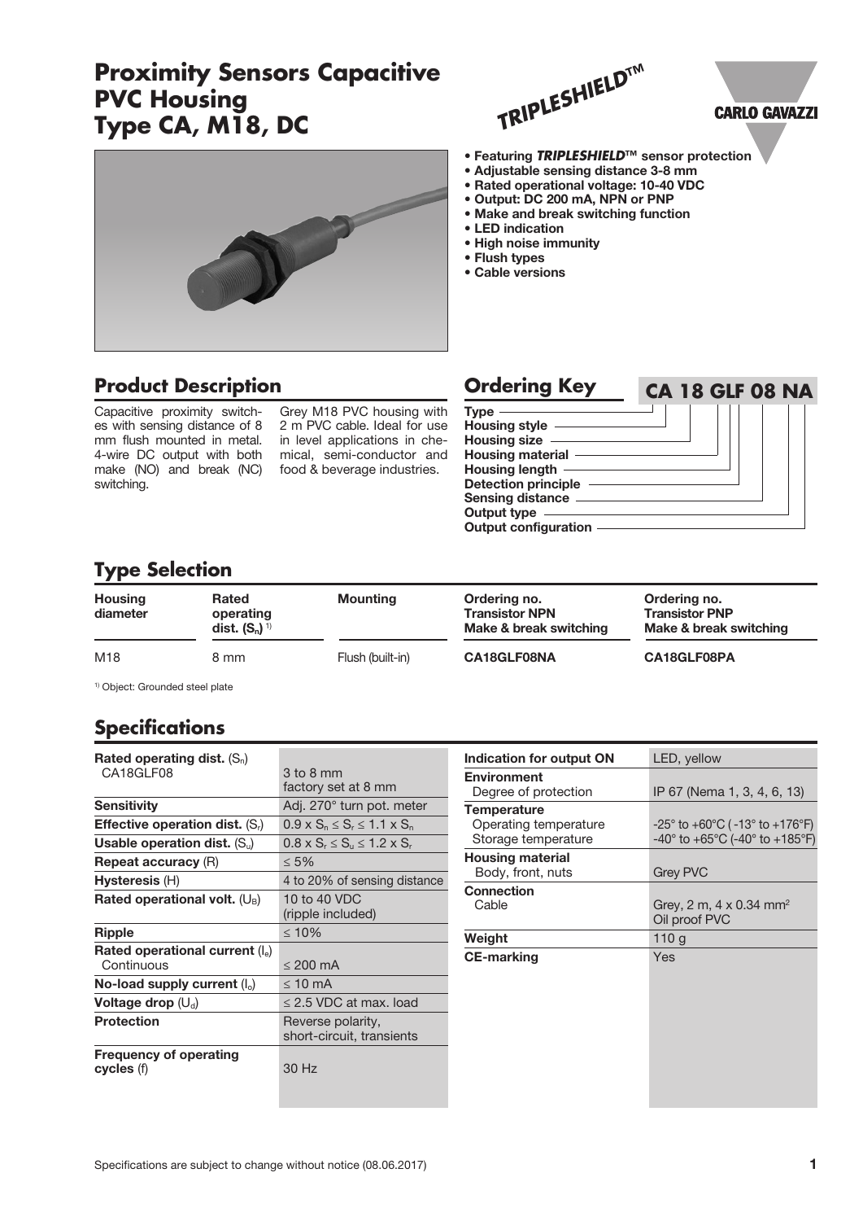# Proximity Sensors Capacitive PVC Housing Type CA, M18, DC

TRIPLESHIELD™

CARLO GAVAZZI

- Featuring ***TRIPLESHIELD***™ sensor protection
- Adjustable sensing distance 3-8 mm
- Rated operational voltage: 10-40 VDC
- Output: DC 200 mA, NPN or PNP
- Make and break switching function
- LED indication
- High noise immunity
- Flush types
- Cable versions

## Product Description

Capacitive proximity switches with sensing distance of 8 mm flush mounted in metal. 4-wire DC output with both make (NO) and break (NC) switching.

Grey M18 PVC housing with 2 m PVC cable. Ideal for use in level applications in chemical, semi-conductor and food & beverage industries.

## Ordering Key

**CA 18 GLF 08 NA**

- Type
- Housing style
- Housing size
- Housing material
- Housing length
- Detection principle
- Sensing distance
- Output type
- Output configuration

## Type Selection

| Housing diameter | Rated operating dist. ($S_n$) [1] | Mounting | Ordering no. Transistor NPN Make & break switching | Ordering no. Transistor PNP Make & break switching |
|---|---|---|---|---|
| M18 | 8 mm | Flush (built-in) | **CA18GLF08NA** | **CA18GLF08PA** |

[1] Object: Grounded steel plate

## Specifications

| | |
|---|---|
| **Rated operating dist.** ($S_n$) CA18GLF08 | 3 to 8 mm factory set at 8 mm |
| **Sensitivity** | Adj. 270° turn pot. meter |
| **Effective operation dist.** ($S_r$) | $0.9 \times S_n \leq S_r \leq 1.1 \times S_n$ |
| **Usable operation dist.** ($S_u$) | $0.8 \times S_r \leq S_u \leq 1.2 \times S_r$ |
| **Repeat accuracy** (R) | ≤ 5% |
| **Hysteresis** (H) | 4 to 20% of sensing distance |
| **Rated operational volt.** ($U_B$) | 10 to 40 VDC (ripple included) |
| **Ripple** | ≤ 10% |
| **Rated operational current** ($I_e$) Continuous | ≤ 200 mA |
| **No-load supply current** ($I_o$) | ≤ 10 mA |
| **Voltage drop** ($U_d$) | ≤ 2.5 VDC at max. load |
| **Protection** | Reverse polarity, short-circuit, transients |
| **Frequency of operating cycles** (f) | 30 Hz |
| **Indication for output ON** | LED, yellow |
| **Environment** Degree of protection | IP 67 (Nema 1, 3, 4, 6, 13) |
| **Temperature** Operating temperature | -25° to +60°C (-13° to +176°F) |
| Storage temperature | -40° to +65°C (-40° to +185°F) |
| **Housing material** Body, front, nuts | Grey PVC |
| **Connection** Cable | Grey, 2 m, 4 x 0.34 mm² Oil proof PVC |
| **Weight** | 110 g |
| **CE-marking** | Yes |

Specifications are subject to change without notice (08.06.2017)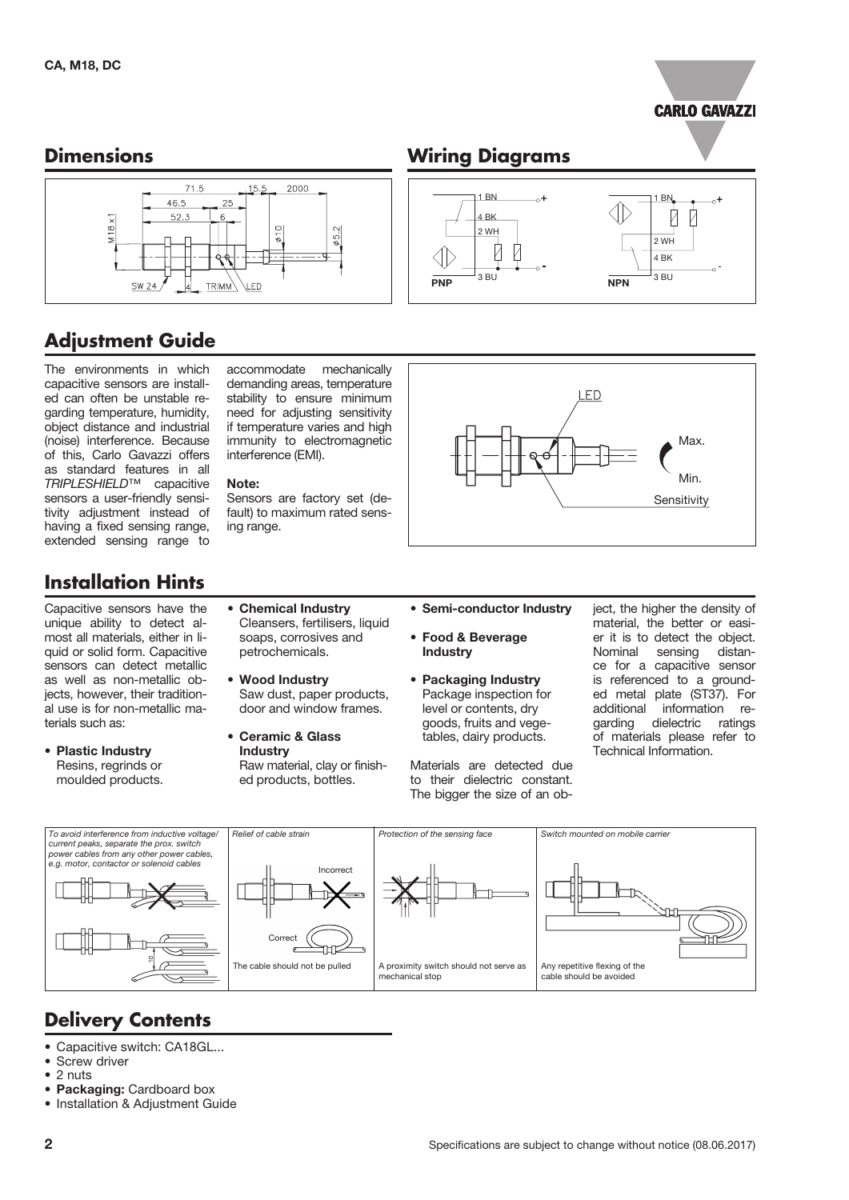## Dimensions

71.5
46.5
52.3
25
6
15.5
2000
M18 x1
ø10
ø5.2
SW 24
4
TRIMM
LED

## Wiring Diagrams

PNP
1 BN
4 BK
2 WH
3 BU
+
-

NPN
1 BN
2 WH
4 BK
3 BU
+
-

## Adjustment Guide

The environments in which capacitive sensors are installed can often be unstable regarding temperature, humidity, object distance and industrial (noise) interference. Because of this, Carlo Gavazzi offers as standard features in all *TRIPLESHIELD*™ capacitive sensors a user-friendly sensitivity adjustment instead of having a fixed sensing range, extended sensing range to accommodate mechanically demanding areas, temperature stability to ensure minimum need for adjusting sensitivity if temperature varies and high immunity to electromagnetic interference (EMI).

**Note:**
Sensors are factory set (default) to maximum rated sensing range.

LED
Max.
Min.
Sensitivity

## Installation Hints

Capacitive sensors have the unique ability to detect almost all materials, either in liquid or solid form. Capacitive sensors can detect metallic as well as non-metallic objects, however, their traditional use is for non-metallic materials such as:

- **Plastic Industry**
  Resins, regrinds or moulded products.
- **Chemical Industry**
  Cleansers, fertilisers, liquid soaps, corrosives and petrochemicals.
- **Wood Industry**
  Saw dust, paper products, door and window frames.
- **Ceramic & Glass Industry**
  Raw material, clay or finished products, bottles.
- **Semi-conductor Industry**
- **Food & Beverage Industry**
- **Packaging Industry**
  Package inspection for level or contents, dry goods, fruits and vegetables, dairy products.

Materials are detected due to their dielectric constant. The bigger the size of an object, the higher the density of material, the better or easier it is to detect the object. Nominal sensing distance for a capacitive sensor is referenced to a grounded metal plate (ST37). For additional information regarding dielectric ratings of materials please refer to Technical Information.

*To avoid interference from inductive voltage/ current peaks, separate the prox. switch power cables from any other power cables, e.g. motor, contactor or solenoid cables*

10

*Relief of cable strain*

Incorrect

Correct

The cable should not be pulled

*Protection of the sensing face*

A proximity switch should not serve as mechanical stop

*Switch mounted on mobile carrier*

Any repetitive flexing of the cable should be avoided

## Delivery Contents

- Capacitive switch: CA18GL...
- Screw driver
- 2 nuts
- **Packaging:** Cardboard box
- Installation & Adjustment Guide